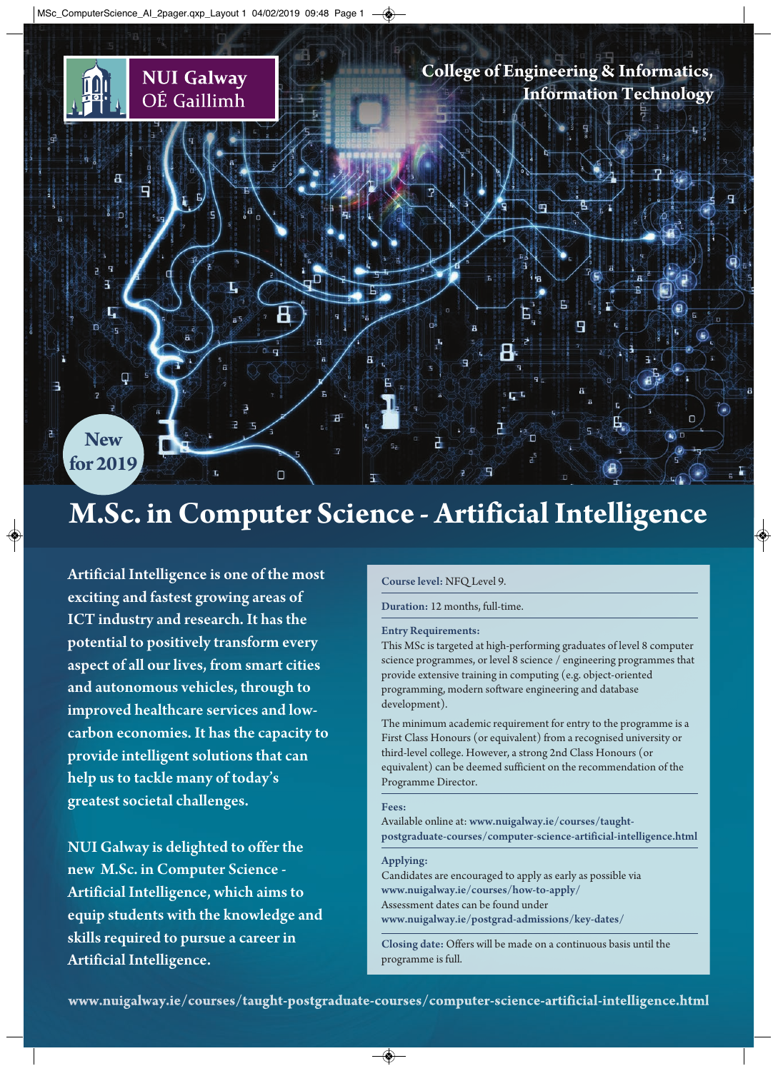NUI Galway
OÉ Gaillimh

College of Engineering & Informatics, Information Technology

New for 2019

# M.Sc. in Computer Science - Artificial Intelligence

**Artificial Intelligence is one of the most exciting and fastest growing areas of ICT industry and research. It has the potential to positively transform every aspect of all our lives, from smart cities and autonomous vehicles, through to improved healthcare services and low-carbon economies. It has the capacity to provide intelligent solutions that can help us to tackle many of today's greatest societal challenges.**

**NUI Galway is delighted to offer the new M.Sc. in Computer Science - Artificial Intelligence, which aims to equip students with the knowledge and skills required to pursue a career in Artificial Intelligence.**

**Course level:** NFQ Level 9.

**Duration:** 12 months, full-time.

**Entry Requirements:**
This MSc is targeted at high-performing graduates of level 8 computer science programmes, or level 8 science / engineering programmes that provide extensive training in computing (e.g. object-oriented programming, modern software engineering and database development).

The minimum academic requirement for entry to the programme is a First Class Honours (or equivalent) from a recognised university or third-level college. However, a strong 2nd Class Honours (or equivalent) can be deemed sufficient on the recommendation of the Programme Director.

**Fees:**
Available online at: **www.nuigalway.ie/courses/taught-postgraduate-courses/computer-science-artificial-intelligence.html**

**Applying:**
Candidates are encouraged to apply as early as possible via **www.nuigalway.ie/courses/how-to-apply/**
Assessment dates can be found under **www.nuigalway.ie/postgrad-admissions/key-dates/**

**Closing date:** Offers will be made on a continuous basis until the programme is full.

**www.nuigalway.ie/courses/taught-postgraduate-courses/computer-science-artificial-intelligence.html**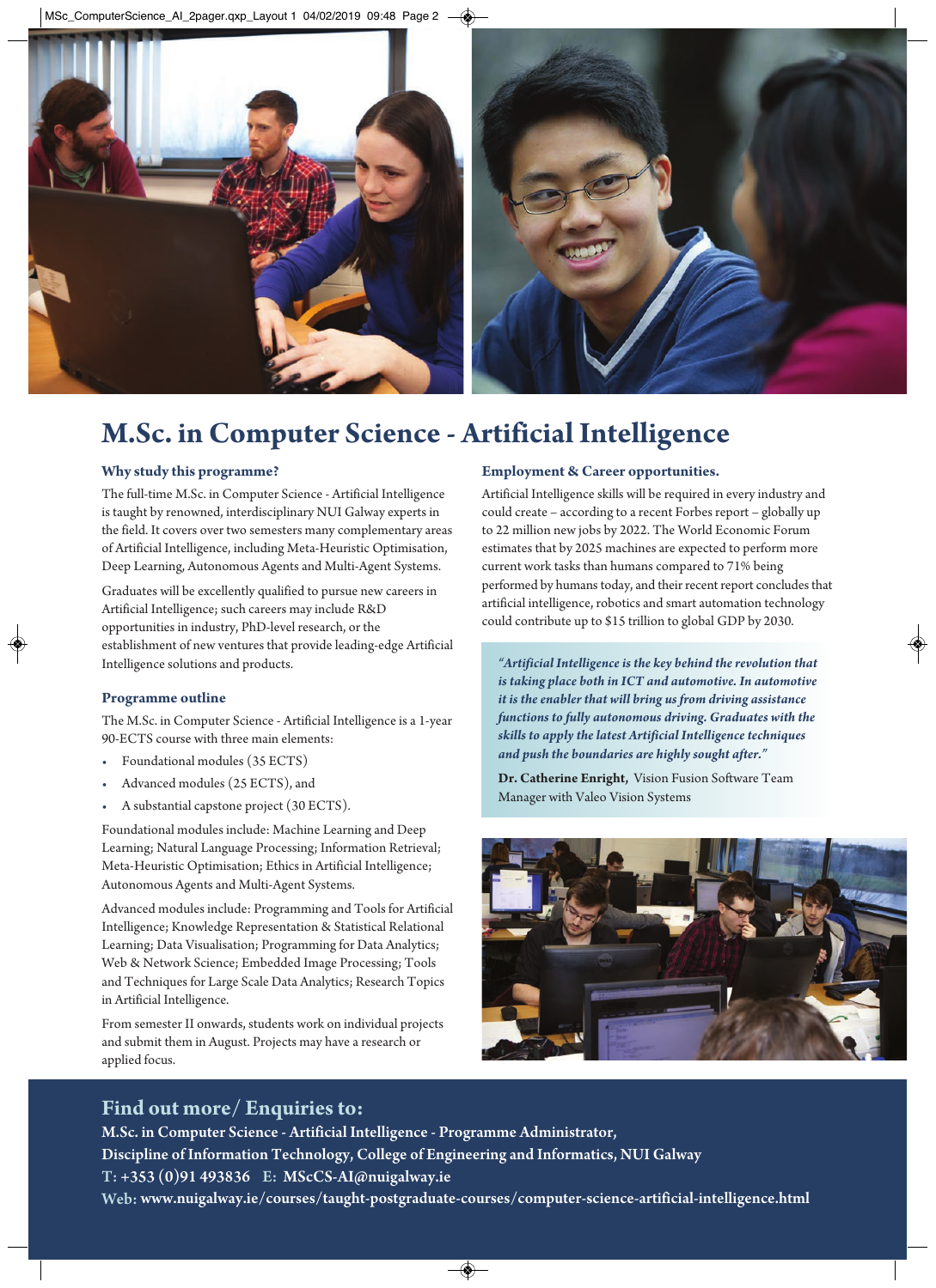# M.Sc. in Computer Science - Artificial Intelligence

### Why study this programme?

The full-time M.Sc. in Computer Science - Artificial Intelligence is taught by renowned, interdisciplinary NUI Galway experts in the field. It covers over two semesters many complementary areas of Artificial Intelligence, including Meta-Heuristic Optimisation, Deep Learning, Autonomous Agents and Multi-Agent Systems.

Graduates will be excellently qualified to pursue new careers in Artificial Intelligence; such careers may include R&D opportunities in industry, PhD-level research, or the establishment of new ventures that provide leading-edge Artificial Intelligence solutions and products.

### Programme outline

The M.Sc. in Computer Science - Artificial Intelligence is a 1-year 90-ECTS course with three main elements:

- Foundational modules (35 ECTS)
- Advanced modules (25 ECTS), and
- A substantial capstone project (30 ECTS).

Foundational modules include: Machine Learning and Deep Learning; Natural Language Processing; Information Retrieval; Meta-Heuristic Optimisation; Ethics in Artificial Intelligence; Autonomous Agents and Multi-Agent Systems.

Advanced modules include: Programming and Tools for Artificial Intelligence; Knowledge Representation & Statistical Relational Learning; Data Visualisation; Programming for Data Analytics; Web & Network Science; Embedded Image Processing; Tools and Techniques for Large Scale Data Analytics; Research Topics in Artificial Intelligence.

From semester II onwards, students work on individual projects and submit them in August. Projects may have a research or applied focus.

### Employment & Career opportunities.

Artificial Intelligence skills will be required in every industry and could create – according to a recent Forbes report – globally up to 22 million new jobs by 2022. The World Economic Forum estimates that by 2025 machines are expected to perform more current work tasks than humans compared to 71% being performed by humans today, and their recent report concludes that artificial intelligence, robotics and smart automation technology could contribute up to $15 trillion to global GDP by 2030.

> ***"Artificial Intelligence is the key behind the revolution that is taking place both in ICT and automotive. In automotive it is the enabler that will bring us from driving assistance functions to fully autonomous driving. Graduates with the skills to apply the latest Artificial Intelligence techniques and push the boundaries are highly sought after."***
>
> **Dr. Catherine Enright,** Vision Fusion Software Team Manager with Valeo Vision Systems

## Find out more/ Enquiries to:

**M.Sc. in Computer Science - Artificial Intelligence - Programme Administrator,**
**Discipline of Information Technology, College of Engineering and Informatics, NUI Galway**
**T: +353 (0)91 493836 E: MScCS-AI@nuigalway.ie**
**Web: www.nuigalway.ie/courses/taught-postgraduate-courses/computer-science-artificial-intelligence.html**